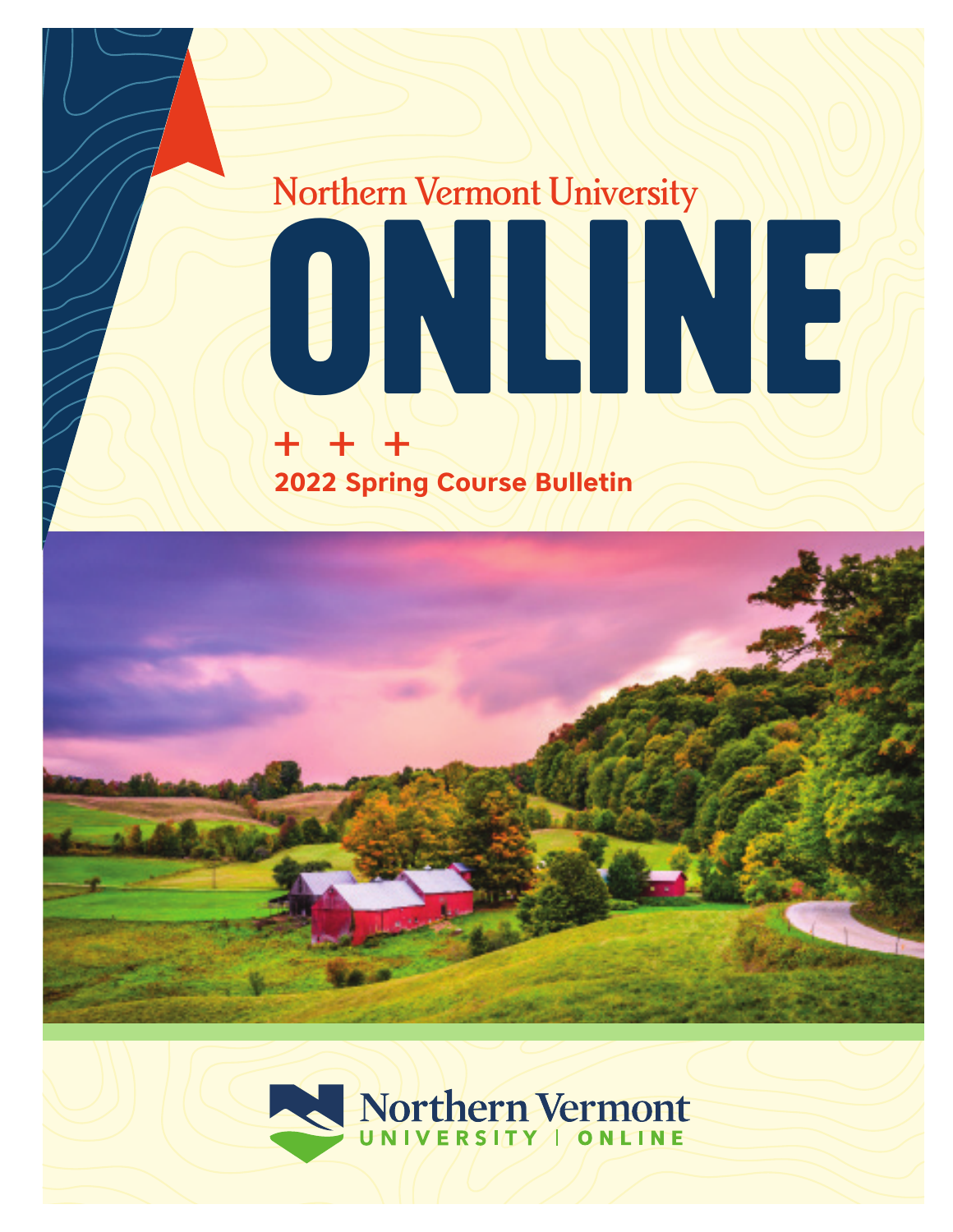Northern Vermont University

# ONLINE

+ + +

**2022 Spring Course Bulletin**

Northern Vermont
UNIVERSITY | ONLINE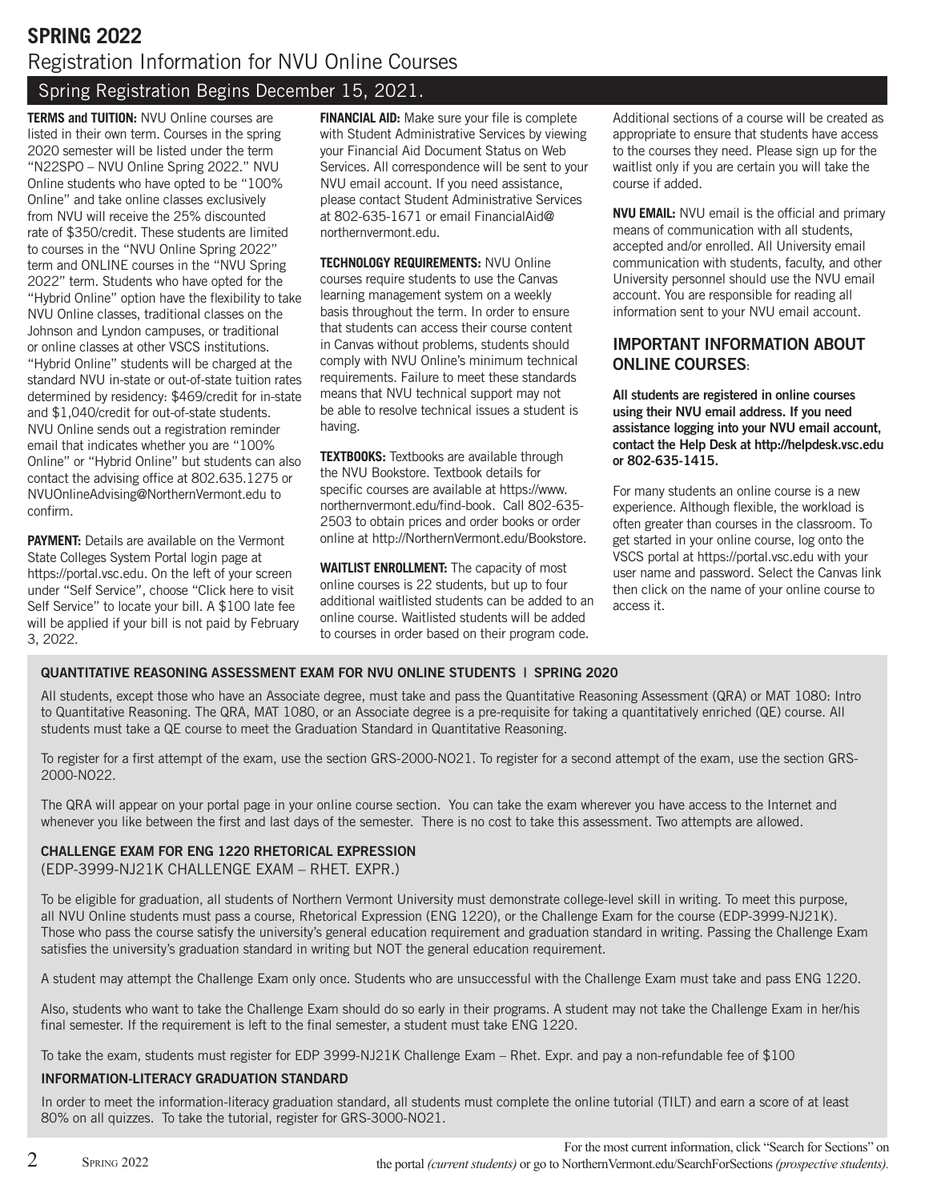# SPRING 2022

## Registration Information for NVU Online Courses

### Spring Registration Begins December 15, 2021.

**TERMS and TUITION:** NVU Online courses are listed in their own term. Courses in the spring 2020 semester will be listed under the term "N22SPO – NVU Online Spring 2022." NVU Online students who have opted to be "100% Online" and take online classes exclusively from NVU will receive the 25% discounted rate of $350/credit. These students are limited to courses in the "NVU Online Spring 2022" term and ONLINE courses in the "NVU Spring 2022" term. Students who have opted for the "Hybrid Online" option have the flexibility to take NVU Online classes, traditional classes on the Johnson and Lyndon campuses, or traditional or online classes at other VSCS institutions. "Hybrid Online" students will be charged at the standard NVU in-state or out-of-state tuition rates determined by residency: $469/credit for in-state and $1,040/credit for out-of-state students. NVU Online sends out a registration reminder email that indicates whether you are "100% Online" or "Hybrid Online" but students can also contact the advising office at 802.635.1275 or NVUOnlineAdvising@NorthernVermont.edu to confirm.

**PAYMENT:** Details are available on the Vermont State Colleges System Portal login page at https://portal.vsc.edu. On the left of your screen under "Self Service", choose "Click here to visit Self Service" to locate your bill. A $100 late fee will be applied if your bill is not paid by February 3, 2022.

**FINANCIAL AID:** Make sure your file is complete with Student Administrative Services by viewing your Financial Aid Document Status on Web Services. All correspondence will be sent to your NVU email account. If you need assistance, please contact Student Administrative Services at 802-635-1671 or email FinancialAid@northernvermont.edu.

**TECHNOLOGY REQUIREMENTS:** NVU Online courses require students to use the Canvas learning management system on a weekly basis throughout the term. In order to ensure that students can access their course content in Canvas without problems, students should comply with NVU Online's minimum technical requirements. Failure to meet these standards means that NVU technical support may not be able to resolve technical issues a student is having.

**TEXTBOOKS:** Textbooks are available through the NVU Bookstore. Textbook details for specific courses are available at https://www.northernvermont.edu/find-book. Call 802-635-2503 to obtain prices and order books or order online at http://NorthernVermont.edu/Bookstore.

**WAITLIST ENROLLMENT:** The capacity of most online courses is 22 students, but up to four additional waitlisted students can be added to an online course. Waitlisted students will be added to courses in order based on their program code. Additional sections of a course will be created as appropriate to ensure that students have access to the courses they need. Please sign up for the waitlist only if you are certain you will take the course if added.

**NVU EMAIL:** NVU email is the official and primary means of communication with all students, accepted and/or enrolled. All University email communication with students, faculty, and other University personnel should use the NVU email account. You are responsible for reading all information sent to your NVU email account.

### IMPORTANT INFORMATION ABOUT ONLINE COURSES:

**All students are registered in online courses using their NVU email address. If you need assistance logging into your NVU email account, contact the Help Desk at http://helpdesk.vsc.edu or 802-635-1415.**

For many students an online course is a new experience. Although flexible, the workload is often greater than courses in the classroom. To get started in your online course, log onto the VSCS portal at https://portal.vsc.edu with your user name and password. Select the Canvas link then click on the name of your online course to access it.

#### QUANTITATIVE REASONING ASSESSMENT EXAM FOR NVU ONLINE STUDENTS | SPRING 2020

All students, except those who have an Associate degree, must take and pass the Quantitative Reasoning Assessment (QRA) or MAT 1080: Intro to Quantitative Reasoning. The QRA, MAT 1080, or an Associate degree is a pre-requisite for taking a quantitatively enriched (QE) course. All students must take a QE course to meet the Graduation Standard in Quantitative Reasoning.

To register for a first attempt of the exam, use the section GRS-2000-NO21. To register for a second attempt of the exam, use the section GRS-2000-NO22.

The QRA will appear on your portal page in your online course section. You can take the exam wherever you have access to the Internet and whenever you like between the first and last days of the semester. There is no cost to take this assessment. Two attempts are allowed.

#### CHALLENGE EXAM FOR ENG 1220 RHETORICAL EXPRESSION

(EDP-3999-NJ21K CHALLENGE EXAM – RHET. EXPR.)

To be eligible for graduation, all students of Northern Vermont University must demonstrate college-level skill in writing. To meet this purpose, all NVU Online students must pass a course, Rhetorical Expression (ENG 1220), or the Challenge Exam for the course (EDP-3999-NJ21K). Those who pass the course satisfy the university's general education requirement and graduation standard in writing. Passing the Challenge Exam satisfies the university's graduation standard in writing but NOT the general education requirement.

A student may attempt the Challenge Exam only once. Students who are unsuccessful with the Challenge Exam must take and pass ENG 1220.

Also, students who want to take the Challenge Exam should do so early in their programs. A student may not take the Challenge Exam in her/his final semester. If the requirement is left to the final semester, a student must take ENG 1220.

To take the exam, students must register for EDP 3999-NJ21K Challenge Exam – Rhet. Expr. and pay a non-refundable fee of $100

#### INFORMATION-LITERACY GRADUATION STANDARD

In order to meet the information-literacy graduation standard, all students must complete the online tutorial (TILT) and earn a score of at least 80% on all quizzes. To take the tutorial, register for GRS-3000-NO21.

For the most current information, click "Search for Sections" on the portal *(current students)* or go to NorthernVermont.edu/SearchForSections *(prospective students).*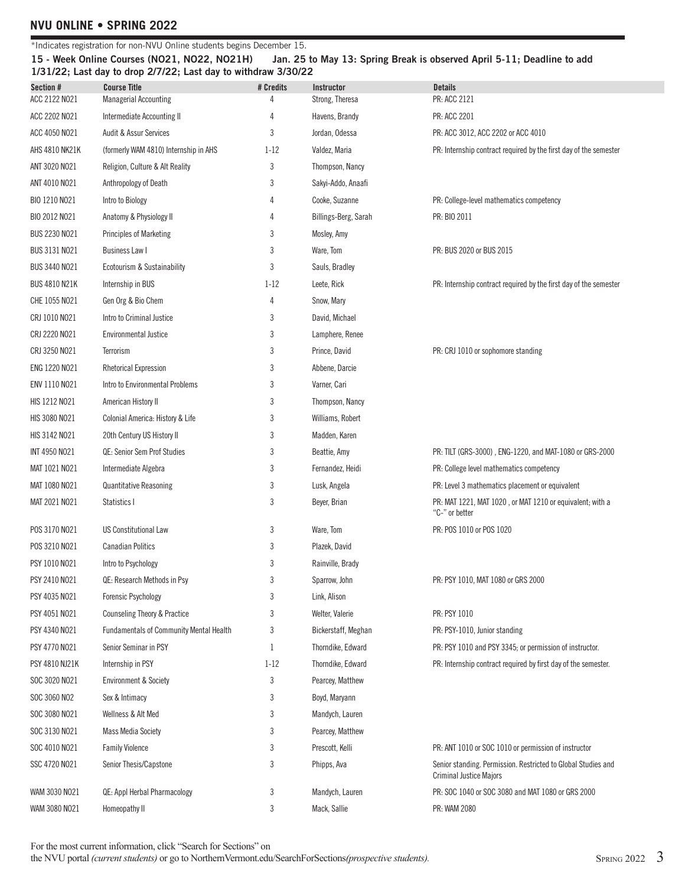## NVU ONLINE • SPRING 2022

*Indicates registration for non-NVU Online students begins December 15.

**15 - Week Online Courses (NO21, NO22, NO21H) Jan. 25 to May 13: Spring Break is observed April 5-11; Deadline to add 1/31/22; Last day to drop 2/7/22; Last day to withdraw 3/30/22**

| Section # | Course Title | # Credits | Instructor | Details |
|---|---|---|---|---|
| ACC 2122 NO21 | Managerial Accounting | 4 | Strong, Theresa | PR: ACC 2121 |
| ACC 2202 NO21 | Intermediate Accounting II | 4 | Havens, Brandy | PR: ACC 2201 |
| ACC 4050 NO21 | Audit & Assur Services | 3 | Jordan, Odessa | PR: ACC 3012, ACC 2202 or ACC 4010 |
| AHS 4810 NK21K | (formerly WAM 4810) Internship in AHS | 1-12 | Valdez, Maria | PR: Internship contract required by the first day of the semester |
| ANT 3020 NO21 | Religion, Culture & Alt Reality | 3 | Thompson, Nancy | |
| ANT 4010 NO21 | Anthropology of Death | 3 | Sakyi-Addo, Anaafi | |
| BIO 1210 NO21 | Intro to Biology | 4 | Cooke, Suzanne | PR: College-level mathematics competency |
| BIO 2012 NO21 | Anatomy & Physiology II | 4 | Billings-Berg, Sarah | PR: BIO 2011 |
| BUS 2230 NO21 | Principles of Marketing | 3 | Mosley, Amy | |
| BUS 3131 NO21 | Business Law I | 3 | Ware, Tom | PR: BUS 2020 or BUS 2015 |
| BUS 3440 NO21 | Ecotourism & Sustainability | 3 | Sauls, Bradley | |
| BUS 4810 N21K | Internship in BUS | 1-12 | Leete, Rick | PR: Internship contract required by the first day of the semester |
| CHE 1055 NO21 | Gen Org & Bio Chem | 4 | Snow, Mary | |
| CRJ 1010 NO21 | Intro to Criminal Justice | 3 | David, Michael | |
| CRJ 2220 NO21 | Environmental Justice | 3 | Lamphere, Renee | |
| CRJ 3250 NO21 | Terrorism | 3 | Prince, David | PR: CRJ 1010 or sophomore standing |
| ENG 1220 NO21 | Rhetorical Expression | 3 | Abbene, Darcie | |
| ENV 1110 NO21 | Intro to Environmental Problems | 3 | Varner, Cari | |
| HIS 1212 NO21 | American History II | 3 | Thompson, Nancy | |
| HIS 3080 NO21 | Colonial America: History & Life | 3 | Williams, Robert | |
| HIS 3142 NO21 | 20th Century US History II | 3 | Madden, Karen | |
| INT 4950 NO21 | QE: Senior Sem Prof Studies | 3 | Beattie, Amy | PR: TILT (GRS-3000) , ENG-1220, and MAT-1080 or GRS-2000 |
| MAT 1021 NO21 | Intermediate Algebra | 3 | Fernandez, Heidi | PR: College level mathematics competency |
| MAT 1080 NO21 | Quantitative Reasoning | 3 | Lusk, Angela | PR: Level 3 mathematics placement or equivalent |
| MAT 2021 NO21 | Statistics I | 3 | Beyer, Brian | PR: MAT 1221, MAT 1020 , or MAT 1210 or equivalent; with a "C-" or better |
| POS 3170 NO21 | US Constitutional Law | 3 | Ware, Tom | PR: POS 1010 or POS 1020 |
| POS 3210 NO21 | Canadian Politics | 3 | Plazek, David | |
| PSY 1010 NO21 | Intro to Psychology | 3 | Rainville, Brady | |
| PSY 2410 NO21 | QE: Research Methods in Psy | 3 | Sparrow, John | PR: PSY 1010, MAT 1080 or GRS 2000 |
| PSY 4035 NO21 | Forensic Psychology | 3 | Link, Alison | |
| PSY 4051 NO21 | Counseling Theory & Practice | 3 | Welter, Valerie | PR: PSY 1010 |
| PSY 4340 NO21 | Fundamentals of Community Mental Health | 3 | Bickerstaff, Meghan | PR: PSY-1010, Junior standing |
| PSY 4770 NO21 | Senior Seminar in PSY | 1 | Thorndike, Edward | PR: PSY 1010 and PSY 3345; or permission of instructor. |
| PSY 4810 NJ21K | Internship in PSY | 1-12 | Thorndike, Edward | PR: Internship contract required by first day of the semester. |
| SOC 3020 NO21 | Environment & Society | 3 | Pearcey, Matthew | |
| SOC 3060 NO2 | Sex & Intimacy | 3 | Boyd, Maryann | |
| SOC 3080 NO21 | Wellness & Alt Med | 3 | Mandych, Lauren | |
| SOC 3130 NO21 | Mass Media Society | 3 | Pearcey, Matthew | |
| SOC 4010 NO21 | Family Violence | 3 | Prescott, Kelli | PR: ANT 1010 or SOC 1010 or permission of instructor |
| SSC 4720 NO21 | Senior Thesis/Capstone | 3 | Phipps, Ava | Senior standing. Permission. Restricted to Global Studies and Criminal Justice Majors |
| WAM 3030 NO21 | QE: Appl Herbal Pharmacology | 3 | Mandych, Lauren | PR: SOC 1040 or SOC 3080 and MAT 1080 or GRS 2000 |
| WAM 3080 NO21 | Homeopathy II | 3 | Mack, Sallie | PR: WAM 2080 |

For the most current information, click "Search for Sections" on the NVU portal *(current students)* or go to NorthernVermont.edu/SearchForSections*(prospective students).*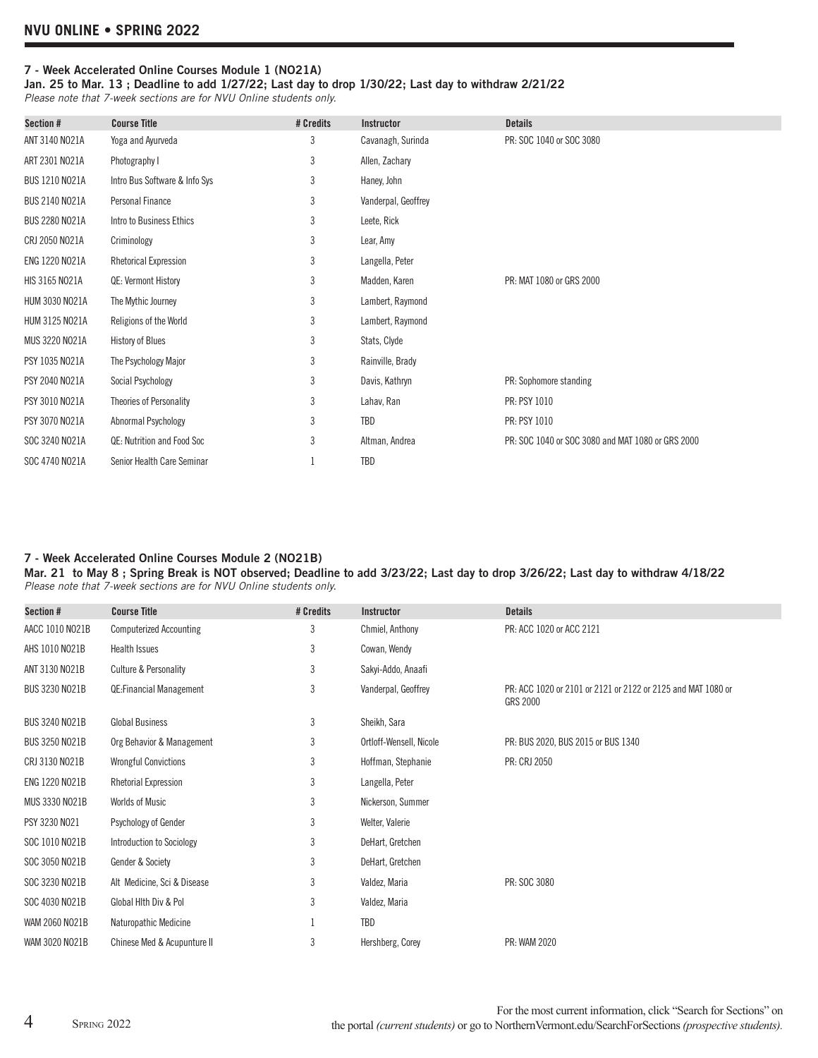# NVU ONLINE • SPRING 2022

## 7 - Week Accelerated Online Courses Module 1 (NO21A)

**Jan. 25 to Mar. 13 ; Deadline to add 1/27/22; Last day to drop 1/30/22; Last day to withdraw 2/21/22**

*Please note that 7-week sections are for NVU Online students only.*

| Section # | Course Title | # Credits | Instructor | Details |
|---|---|---|---|---|
| ANT 3140 NO21A | Yoga and Ayurveda | 3 | Cavanagh, Surinda | PR: SOC 1040 or SOC 3080 |
| ART 2301 NO21A | Photography I | 3 | Allen, Zachary | |
| BUS 1210 NO21A | Intro Bus Software & Info Sys | 3 | Haney, John | |
| BUS 2140 NO21A | Personal Finance | 3 | Vanderpal, Geoffrey | |
| BUS 2280 NO21A | Intro to Business Ethics | 3 | Leete, Rick | |
| CRJ 2050 NO21A | Criminology | 3 | Lear, Amy | |
| ENG 1220 NO21A | Rhetorical Expression | 3 | Langella, Peter | |
| HIS 3165 NO21A | QE: Vermont History | 3 | Madden, Karen | PR: MAT 1080 or GRS 2000 |
| HUM 3030 NO21A | The Mythic Journey | 3 | Lambert, Raymond | |
| HUM 3125 NO21A | Religions of the World | 3 | Lambert, Raymond | |
| MUS 3220 NO21A | History of Blues | 3 | Stats, Clyde | |
| PSY 1035 NO21A | The Psychology Major | 3 | Rainville, Brady | |
| PSY 2040 NO21A | Social Psychology | 3 | Davis, Kathryn | PR: Sophomore standing |
| PSY 3010 NO21A | Theories of Personality | 3 | Lahav, Ran | PR: PSY 1010 |
| PSY 3070 NO21A | Abnormal Psychology | 3 | TBD | PR: PSY 1010 |
| SOC 3240 NO21A | QE: Nutrition and Food Soc | 3 | Altman, Andrea | PR: SOC 1040 or SOC 3080 and MAT 1080 or GRS 2000 |
| SOC 4740 NO21A | Senior Health Care Seminar | 1 | TBD | |

## 7 - Week Accelerated Online Courses Module 2 (NO21B)

**Mar. 21 to May 8 ; Spring Break is NOT observed; Deadline to add 3/23/22; Last day to drop 3/26/22; Last day to withdraw 4/18/22**

*Please note that 7-week sections are for NVU Online students only.*

| Section # | Course Title | # Credits | Instructor | Details |
|---|---|---|---|---|
| AACC 1010 NO21B | Computerized Accounting | 3 | Chmiel, Anthony | PR: ACC 1020 or ACC 2121 |
| AHS 1010 NO21B | Health Issues | 3 | Cowan, Wendy | |
| ANT 3130 NO21B | Culture & Personality | 3 | Sakyi-Addo, Anaafi | |
| BUS 3230 NO21B | QE:Financial Management | 3 | Vanderpal, Geoffrey | PR: ACC 1020 or 2101 or 2121 or 2122 or 2125 and MAT 1080 or GRS 2000 |
| BUS 3240 NO21B | Global Business | 3 | Sheikh, Sara | |
| BUS 3250 NO21B | Org Behavior & Management | 3 | Ortloff-Wensell, Nicole | PR: BUS 2020, BUS 2015 or BUS 1340 |
| CRJ 3130 NO21B | Wrongful Convictions | 3 | Hoffman, Stephanie | PR: CRJ 2050 |
| ENG 1220 NO21B | Rhetorial Expression | 3 | Langella, Peter | |
| MUS 3330 NO21B | Worlds of Music | 3 | Nickerson, Summer | |
| PSY 3230 NO21 | Psychology of Gender | 3 | Welter, Valerie | |
| SOC 1010 NO21B | Introduction to Sociology | 3 | DeHart, Gretchen | |
| SOC 3050 NO21B | Gender & Society | 3 | DeHart, Gretchen | |
| SOC 3230 NO21B | Alt Medicine, Sci & Disease | 3 | Valdez, Maria | PR: SOC 3080 |
| SOC 4030 NO21B | Global Hlth Div & Pol | 3 | Valdez, Maria | |
| WAM 2060 NO21B | Naturopathic Medicine | 1 | TBD | |
| WAM 3020 NO21B | Chinese Med & Acupunture II | 3 | Hershberg, Corey | PR: WAM 2020 |

For the most current information, click "Search for Sections" on the portal *(current students)* or go to NorthernVermont.edu/SearchForSections *(prospective students).*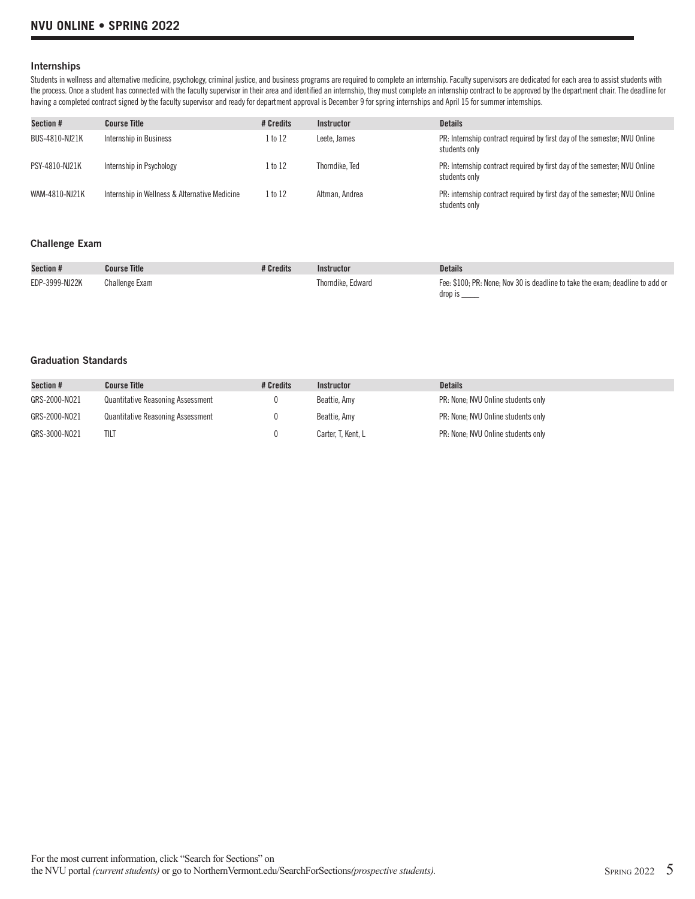### Internships

Students in wellness and alternative medicine, psychology, criminal justice, and business programs are required to complete an internship. Faculty supervisors are dedicated for each area to assist students with the process. Once a student has connected with the faculty supervisor in their area and identified an internship, they must complete an internship contract to be approved by the department chair. The deadline for having a completed contract signed by the faculty supervisor and ready for department approval is December 9 for spring internships and April 15 for summer internships.

| Section # | Course Title | # Credits | Instructor | Details |
|---|---|---|---|---|
| BUS-4810-NJ21K | Internship in Business | 1 to 12 | Leete, James | PR: Internship contract required by first day of the semester; NVU Online students only |
| PSY-4810-NJ21K | Internship in Psychology | 1 to 12 | Thorndike, Ted | PR: Internship contract required by first day of the semester; NVU Online students only |
| WAM-4810-NJ21K | Internship in Wellness & Alternative Medicine | 1 to 12 | Altman, Andrea | PR: internship contract required by first day of the semester; NVU Online students only |

### Challenge Exam

| Section # | Course Title | # Credits | Instructor | Details |
|---|---|---|---|---|
| EDP-3999-NJ22K | Challenge Exam | | Thorndike, Edward | Fee: $100; PR: None; Nov 30 is deadline to take the exam; deadline to add or drop is _____ |

### Graduation Standards

| Section # | Course Title | # Credits | Instructor | Details |
|---|---|---|---|---|
| GRS-2000-NO21 | Quantitative Reasoning Assessment | 0 | Beattie, Amy | PR: None; NVU Online students only |
| GRS-2000-NO21 | Quantitative Reasoning Assessment | 0 | Beattie, Amy | PR: None; NVU Online students only |
| GRS-3000-NO21 | TILT | 0 | Carter, T, Kent, L | PR: None; NVU Online students only |

For the most current information, click "Search for Sections" on the NVU portal *(current students)* or go to NorthernVermont.edu/SearchForSections*(prospective students).*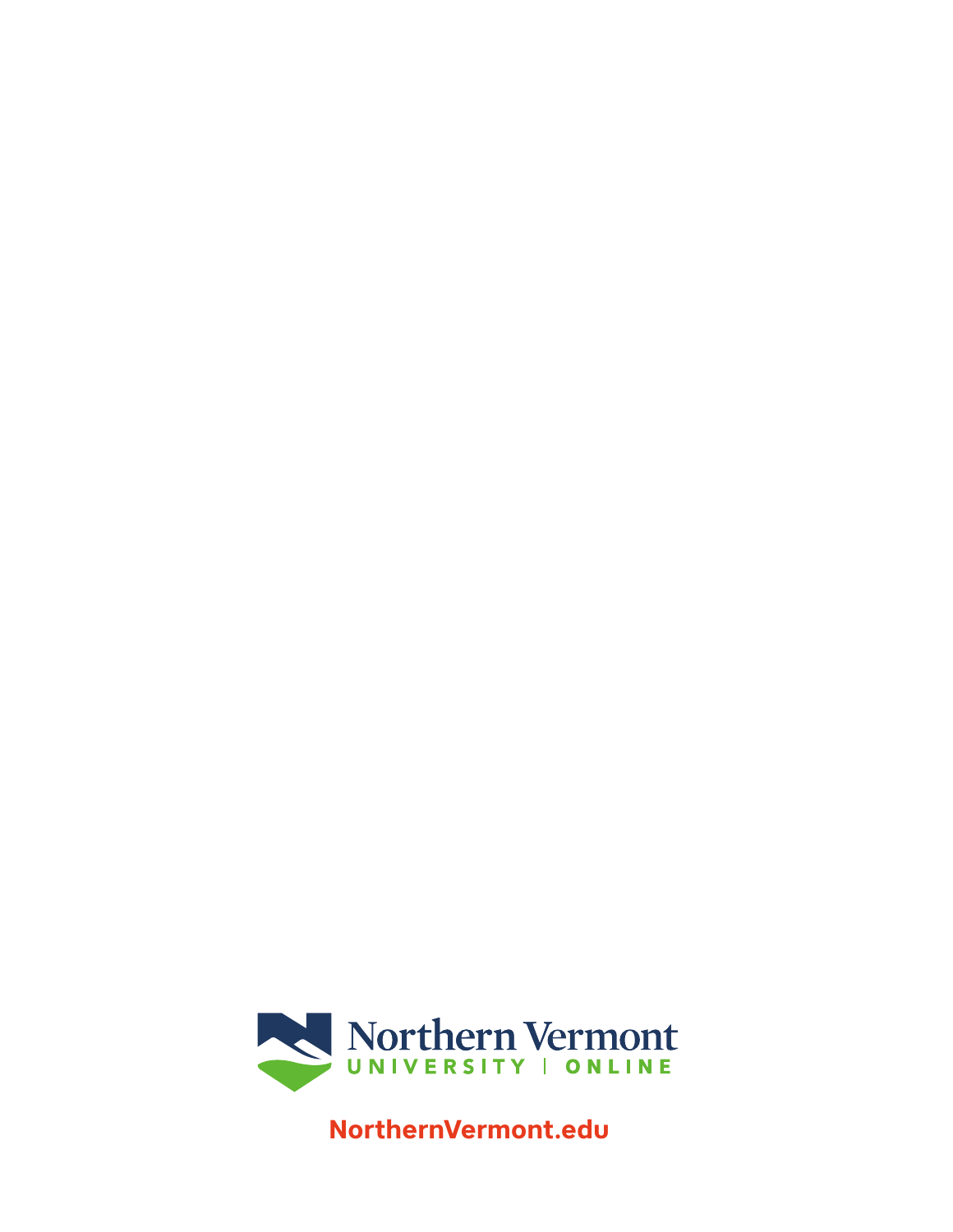Northern Vermont

UNIVERSITY | ONLINE

NorthernVermont.edu